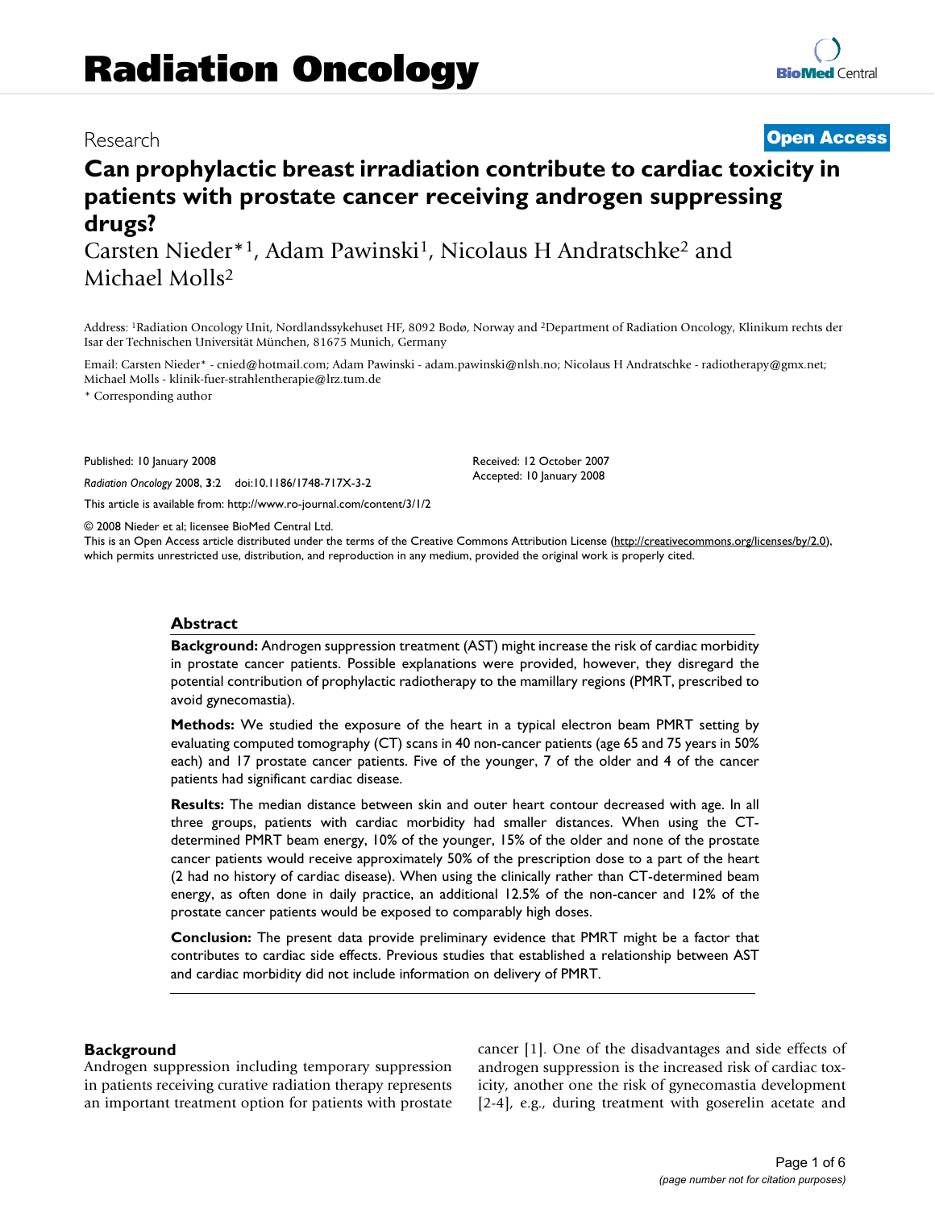# Radiation Oncology

Research

**Open Access**

## Can prophylactic breast irradiation contribute to cardiac toxicity in patients with prostate cancer receiving androgen suppressing drugs?

Carsten Nieder*[1], Adam Pawinski[1], Nicolaus H Andratschke[2] and Michael Molls[2]

Address: [1]Radiation Oncology Unit, Nordlandssykehuset HF, 8092 Bodø, Norway and [2]Department of Radiation Oncology, Klinikum rechts der Isar der Technischen Universität München, 81675 Munich, Germany

Email: Carsten Nieder* - cnied@hotmail.com; Adam Pawinski - adam.pawinski@nlsh.no; Nicolaus H Andratschke - radiotherapy@gmx.net; Michael Molls - klinik-fuer-strahlentherapie@lrz.tum.de

\* Corresponding author

Published: 10 January 2008

*Radiation Oncology* 2008, **3**:2 doi:10.1186/1748-717X-3-2

Received: 12 October 2007
Accepted: 10 January 2008

This article is available from: http://www.ro-journal.com/content/3/1/2

© 2008 Nieder et al; licensee BioMed Central Ltd.
This is an Open Access article distributed under the terms of the Creative Commons Attribution License (http://creativecommons.org/licenses/by/2.0), which permits unrestricted use, distribution, and reproduction in any medium, provided the original work is properly cited.

### Abstract

**Background:** Androgen suppression treatment (AST) might increase the risk of cardiac morbidity in prostate cancer patients. Possible explanations were provided, however, they disregard the potential contribution of prophylactic radiotherapy to the mamillary regions (PMRT, prescribed to avoid gynecomastia).

**Methods:** We studied the exposure of the heart in a typical electron beam PMRT setting by evaluating computed tomography (CT) scans in 40 non-cancer patients (age 65 and 75 years in 50% each) and 17 prostate cancer patients. Five of the younger, 7 of the older and 4 of the cancer patients had significant cardiac disease.

**Results:** The median distance between skin and outer heart contour decreased with age. In all three groups, patients with cardiac morbidity had smaller distances. When using the CT-determined PMRT beam energy, 10% of the younger, 15% of the older and none of the prostate cancer patients would receive approximately 50% of the prescription dose to a part of the heart (2 had no history of cardiac disease). When using the clinically rather than CT-determined beam energy, as often done in daily practice, an additional 12.5% of the non-cancer and 12% of the prostate cancer patients would be exposed to comparably high doses.

**Conclusion:** The present data provide preliminary evidence that PMRT might be a factor that contributes to cardiac side effects. Previous studies that established a relationship between AST and cardiac morbidity did not include information on delivery of PMRT.

### Background

Androgen suppression including temporary suppression in patients receiving curative radiation therapy represents an important treatment option for patients with prostate cancer [1]. One of the disadvantages and side effects of androgen suppression is the increased risk of cardiac toxicity, another one the risk of gynecomastia development [2-4], e.g., during treatment with goserelin acetate and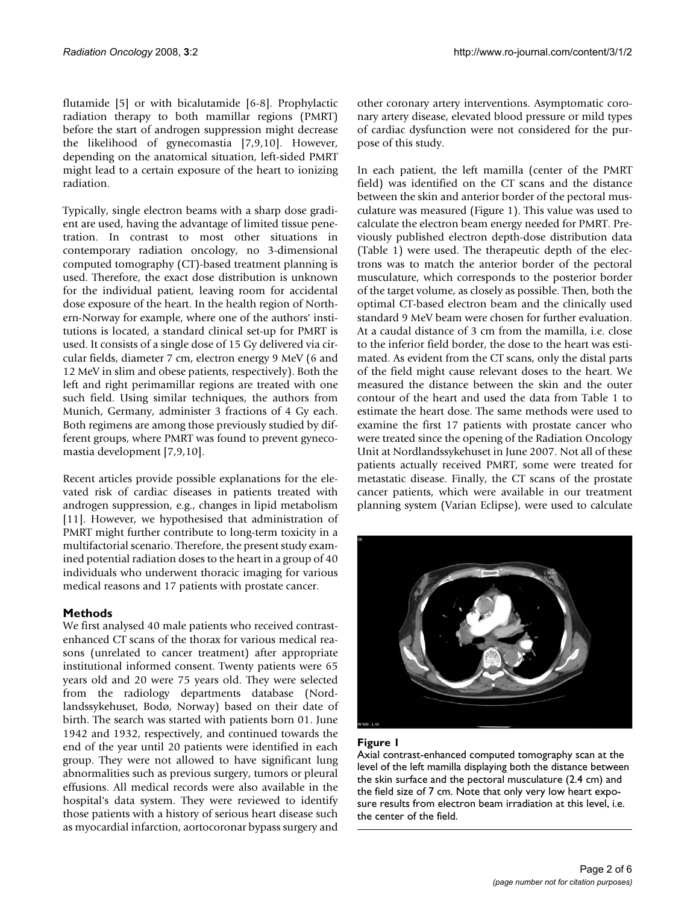flutamide [5] or with bicalutamide [6-8]. Prophylactic radiation therapy to both mamillar regions (PMRT) before the start of androgen suppression might decrease the likelihood of gynecomastia [7,9,10]. However, depending on the anatomical situation, left-sided PMRT might lead to a certain exposure of the heart to ionizing radiation.

Typically, single electron beams with a sharp dose gradient are used, having the advantage of limited tissue penetration. In contrast to most other situations in contemporary radiation oncology, no 3-dimensional computed tomography (CT)-based treatment planning is used. Therefore, the exact dose distribution is unknown for the individual patient, leaving room for accidental dose exposure of the heart. In the health region of Northern-Norway for example, where one of the authors' institutions is located, a standard clinical set-up for PMRT is used. It consists of a single dose of 15 Gy delivered via circular fields, diameter 7 cm, electron energy 9 MeV (6 and 12 MeV in slim and obese patients, respectively). Both the left and right perimamillar regions are treated with one such field. Using similar techniques, the authors from Munich, Germany, administer 3 fractions of 4 Gy each. Both regimens are among those previously studied by different groups, where PMRT was found to prevent gynecomastia development [7,9,10].

Recent articles provide possible explanations for the elevated risk of cardiac diseases in patients treated with androgen suppression, e.g., changes in lipid metabolism [11]. However, we hypothesised that administration of PMRT might further contribute to long-term toxicity in a multifactorial scenario. Therefore, the present study examined potential radiation doses to the heart in a group of 40 individuals who underwent thoracic imaging for various medical reasons and 17 patients with prostate cancer.

## Methods

We first analysed 40 male patients who received contrast-enhanced CT scans of the thorax for various medical reasons (unrelated to cancer treatment) after appropriate institutional informed consent. Twenty patients were 65 years old and 20 were 75 years old. They were selected from the radiology departments database (Nordlandssykehuset, Bodø, Norway) based on their date of birth. The search was started with patients born 01. June 1942 and 1932, respectively, and continued towards the end of the year until 20 patients were identified in each group. They were not allowed to have significant lung abnormalities such as previous surgery, tumors or pleural effusions. All medical records were also available in the hospital's data system. They were reviewed to identify those patients with a history of serious heart disease such as myocardial infarction, aortocoronar bypass surgery and other coronary artery interventions. Asymptomatic coronary artery disease, elevated blood pressure or mild types of cardiac dysfunction were not considered for the purpose of this study.

In each patient, the left mamilla (center of the PMRT field) was identified on the CT scans and the distance between the skin and anterior border of the pectoral musculature was measured (Figure 1). This value was used to calculate the electron beam energy needed for PMRT. Previously published electron depth-dose distribution data (Table 1) were used. The therapeutic depth of the electrons was to match the anterior border of the pectoral musculature, which corresponds to the posterior border of the target volume, as closely as possible. Then, both the optimal CT-based electron beam and the clinically used standard 9 MeV beam were chosen for further evaluation. At a caudal distance of 3 cm from the mamilla, i.e. close to the inferior field border, the dose to the heart was estimated. As evident from the CT scans, only the distal parts of the field might cause relevant doses to the heart. We measured the distance between the skin and the outer contour of the heart and used the data from Table 1 to estimate the heart dose. The same methods were used to examine the first 17 patients with prostate cancer who were treated since the opening of the Radiation Oncology Unit at Nordlandssykehuset in June 2007. Not all of these patients actually received PMRT, some were treated for metastatic disease. Finally, the CT scans of the prostate cancer patients, which were available in our treatment planning system (Varian Eclipse), were used to calculate

**Figure 1**

Axial contrast-enhanced computed tomography scan at the level of the left mamilla displaying both the distance between the skin surface and the pectoral musculature (2.4 cm) and the field size of 7 cm. Note that only very low heart exposure results from electron beam irradiation at this level, i.e. the center of the field.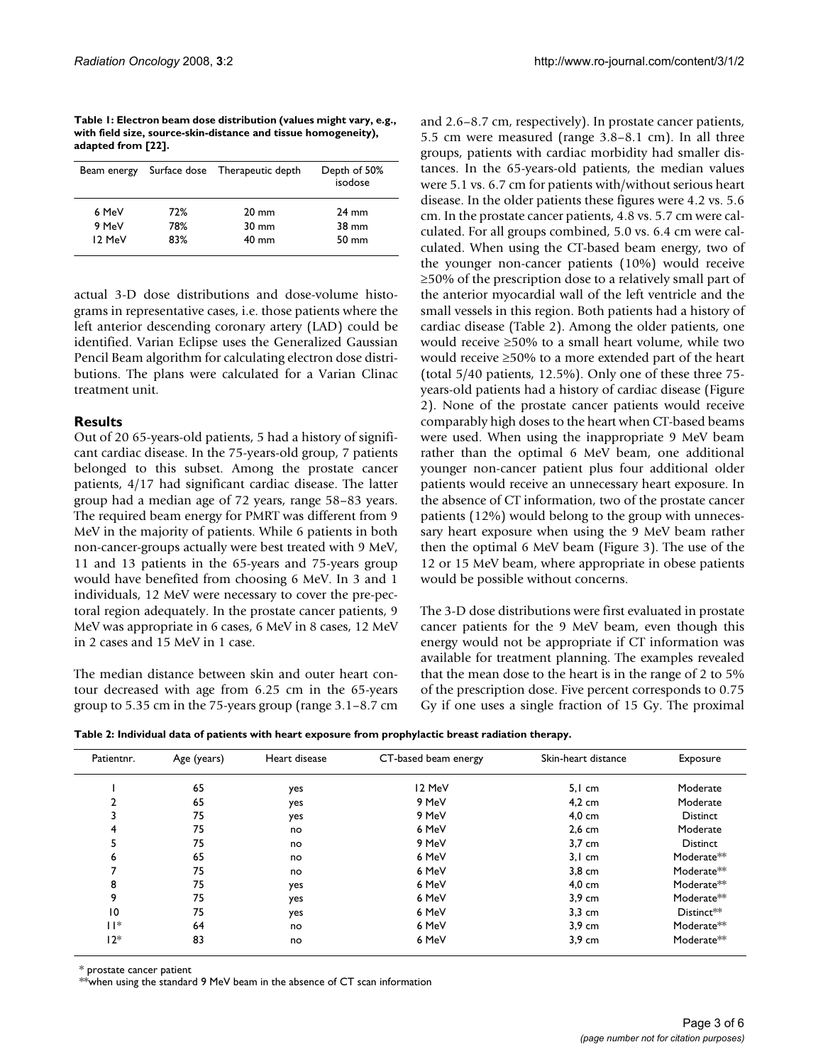**Table 1: Electron beam dose distribution (values might vary, e.g., with field size, source-skin-distance and tissue homogeneity), adapted from [22].**

| Beam energy | Surface dose | Therapeutic depth | Depth of 50% isodose |
| --- | --- | --- | --- |
| 6 MeV | 72% | 20 mm | 24 mm |
| 9 MeV | 78% | 30 mm | 38 mm |
| 12 MeV | 83% | 40 mm | 50 mm |

actual 3-D dose distributions and dose-volume histograms in representative cases, i.e. those patients where the left anterior descending coronary artery (LAD) could be identified. Varian Eclipse uses the Generalized Gaussian Pencil Beam algorithm for calculating electron dose distributions. The plans were calculated for a Varian Clinac treatment unit.

## Results

Out of 20 65-years-old patients, 5 had a history of significant cardiac disease. In the 75-years-old group, 7 patients belonged to this subset. Among the prostate cancer patients, 4/17 had significant cardiac disease. The latter group had a median age of 72 years, range 58–83 years. The required beam energy for PMRT was different from 9 MeV in the majority of patients. While 6 patients in both non-cancer-groups actually were best treated with 9 MeV, 11 and 13 patients in the 65-years and 75-years group would have benefited from choosing 6 MeV. In 3 and 1 individuals, 12 MeV were necessary to cover the pre-pectoral region adequately. In the prostate cancer patients, 9 MeV was appropriate in 6 cases, 6 MeV in 8 cases, 12 MeV in 2 cases and 15 MeV in 1 case.

The median distance between skin and outer heart contour decreased with age from 6.25 cm in the 65-years group to 5.35 cm in the 75-years group (range 3.1–8.7 cm and 2.6–8.7 cm, respectively). In prostate cancer patients, 5.5 cm were measured (range 3.8–8.1 cm). In all three groups, patients with cardiac morbidity had smaller distances. In the 65-years-old patients, the median values were 5.1 vs. 6.7 cm for patients with/without serious heart disease. In the older patients these figures were 4.2 vs. 5.6 cm. In the prostate cancer patients, 4.8 vs. 5.7 cm were calculated. For all groups combined, 5.0 vs. 6.4 cm were calculated. When using the CT-based beam energy, two of the younger non-cancer patients (10%) would receive ≥50% of the prescription dose to a relatively small part of the anterior myocardial wall of the left ventricle and the small vessels in this region. Both patients had a history of cardiac disease (Table 2). Among the older patients, one would receive ≥50% to a small heart volume, while two would receive ≥50% to a more extended part of the heart (total 5/40 patients, 12.5%). Only one of these three 75-years-old patients had a history of cardiac disease (Figure 2). None of the prostate cancer patients would receive comparably high doses to the heart when CT-based beams were used. When using the inappropriate 9 MeV beam rather than the optimal 6 MeV beam, one additional younger non-cancer patient plus four additional older patients would receive an unnecessary heart exposure. In the absence of CT information, two of the prostate cancer patients (12%) would belong to the group with unnecessary heart exposure when using the 9 MeV beam rather then the optimal 6 MeV beam (Figure 3). The use of the 12 or 15 MeV beam, where appropriate in obese patients would be possible without concerns.

The 3-D dose distributions were first evaluated in prostate cancer patients for the 9 MeV beam, even though this energy would not be appropriate if CT information was available for treatment planning. The examples revealed that the mean dose to the heart is in the range of 2 to 5% of the prescription dose. Five percent corresponds to 0.75 Gy if one uses a single fraction of 15 Gy. The proximal

**Table 2: Individual data of patients with heart exposure from prophylactic breast radiation therapy.**

| Patientnr. | Age (years) | Heart disease | CT-based beam energy | Skin-heart distance | Exposure |
| --- | --- | --- | --- | --- | --- |
| 1 | 65 | yes | 12 MeV | 5,1 cm | Moderate |
| 2 | 65 | yes | 9 MeV | 4,2 cm | Moderate |
| 3 | 75 | yes | 9 MeV | 4,0 cm | Distinct |
| 4 | 75 | no | 6 MeV | 2,6 cm | Moderate |
| 5 | 75 | no | 9 MeV | 3,7 cm | Distinct |
| 6 | 65 | no | 6 MeV | 3,1 cm | Moderate** |
| 7 | 75 | no | 6 MeV | 3,8 cm | Moderate** |
| 8 | 75 | yes | 6 MeV | 4,0 cm | Moderate** |
| 9 | 75 | yes | 6 MeV | 3,9 cm | Moderate** |
| 10 | 75 | yes | 6 MeV | 3,3 cm | Distinct** |
| 11* | 64 | no | 6 MeV | 3,9 cm | Moderate** |
| 12* | 83 | no | 6 MeV | 3,9 cm | Moderate** |

* prostate cancer patient
**when using the standard 9 MeV beam in the absence of CT scan information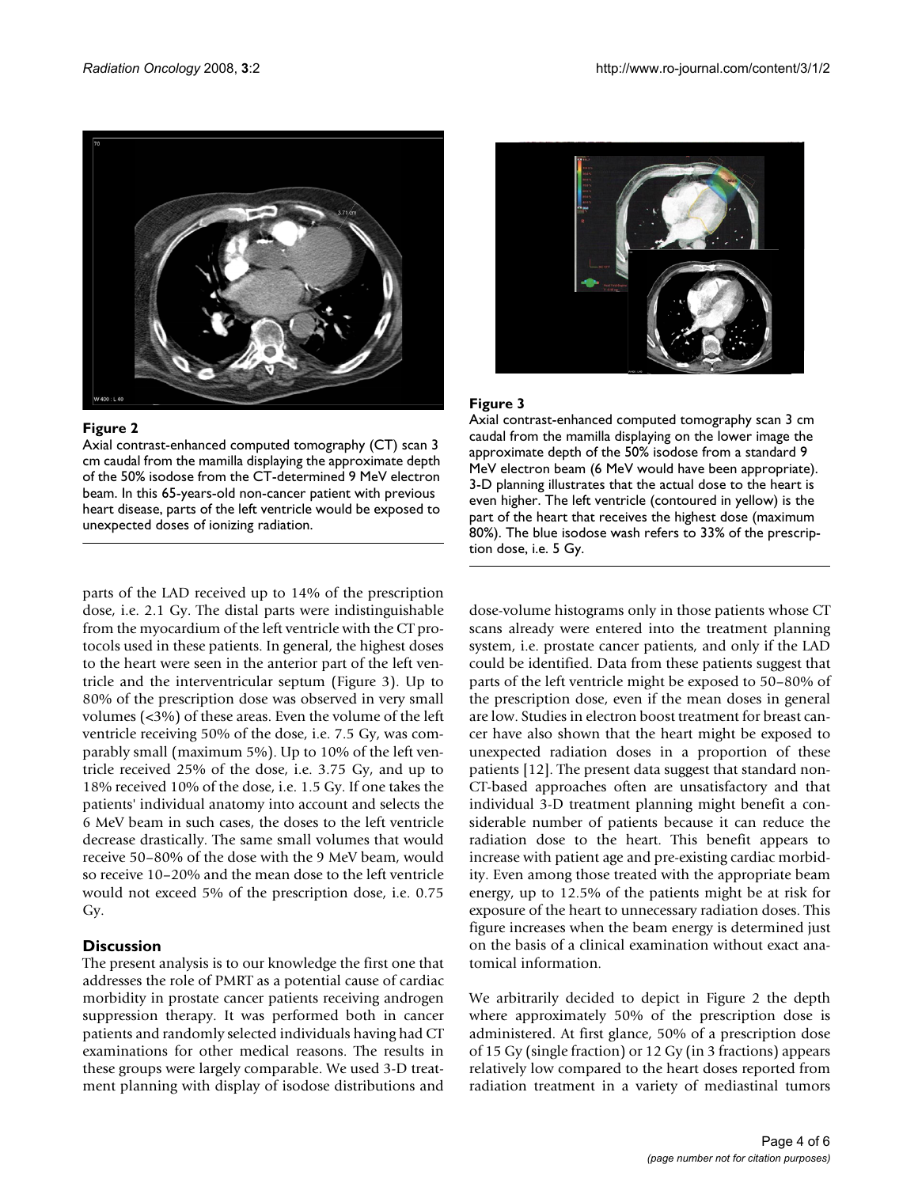**Figure 2**

Axial contrast-enhanced computed tomography (CT) scan 3 cm caudal from the mamilla displaying the approximate depth of the 50% isodose from the CT-determined 9 MeV electron beam. In this 65-years-old non-cancer patient with previous heart disease, parts of the left ventricle would be exposed to unexpected doses of ionizing radiation.

**Figure 3**

Axial contrast-enhanced computed tomography scan 3 cm caudal from the mamilla displaying on the lower image the approximate depth of the 50% isodose from a standard 9 MeV electron beam (6 MeV would have been appropriate). 3-D planning illustrates that the actual dose to the heart is even higher. The left ventricle (contoured in yellow) is the part of the heart that receives the highest dose (maximum 80%). The blue isodose wash refers to 33% of the prescription dose, i.e. 5 Gy.

parts of the LAD received up to 14% of the prescription dose, i.e. 2.1 Gy. The distal parts were indistinguishable from the myocardium of the left ventricle with the CT protocols used in these patients. In general, the highest doses to the heart were seen in the anterior part of the left ventricle and the interventricular septum (Figure 3). Up to 80% of the prescription dose was observed in very small volumes (<3%) of these areas. Even the volume of the left ventricle receiving 50% of the dose, i.e. 7.5 Gy, was comparably small (maximum 5%). Up to 10% of the left ventricle received 25% of the dose, i.e. 3.75 Gy, and up to 18% received 10% of the dose, i.e. 1.5 Gy. If one takes the patients' individual anatomy into account and selects the 6 MeV beam in such cases, the doses to the left ventricle decrease drastically. The same small volumes that would receive 50–80% of the dose with the 9 MeV beam, would so receive 10–20% and the mean dose to the left ventricle would not exceed 5% of the prescription dose, i.e. 0.75 Gy.

## Discussion

The present analysis is to our knowledge the first one that addresses the role of PMRT as a potential cause of cardiac morbidity in prostate cancer patients receiving androgen suppression therapy. It was performed both in cancer patients and randomly selected individuals having had CT examinations for other medical reasons. The results in these groups were largely comparable. We used 3-D treatment planning with display of isodose distributions and dose-volume histograms only in those patients whose CT scans already were entered into the treatment planning system, i.e. prostate cancer patients, and only if the LAD could be identified. Data from these patients suggest that parts of the left ventricle might be exposed to 50–80% of the prescription dose, even if the mean doses in general are low. Studies in electron boost treatment for breast cancer have also shown that the heart might be exposed to unexpected radiation doses in a proportion of these patients [12]. The present data suggest that standard non-CT-based approaches often are unsatisfactory and that individual 3-D treatment planning might benefit a considerable number of patients because it can reduce the radiation dose to the heart. This benefit appears to increase with patient age and pre-existing cardiac morbidity. Even among those treated with the appropriate beam energy, up to 12.5% of the patients might be at risk for exposure of the heart to unnecessary radiation doses. This figure increases when the beam energy is determined just on the basis of a clinical examination without exact anatomical information.

We arbitrarily decided to depict in Figure 2 the depth where approximately 50% of the prescription dose is administered. At first glance, 50% of a prescription dose of 15 Gy (single fraction) or 12 Gy (in 3 fractions) appears relatively low compared to the heart doses reported from radiation treatment in a variety of mediastinal tumors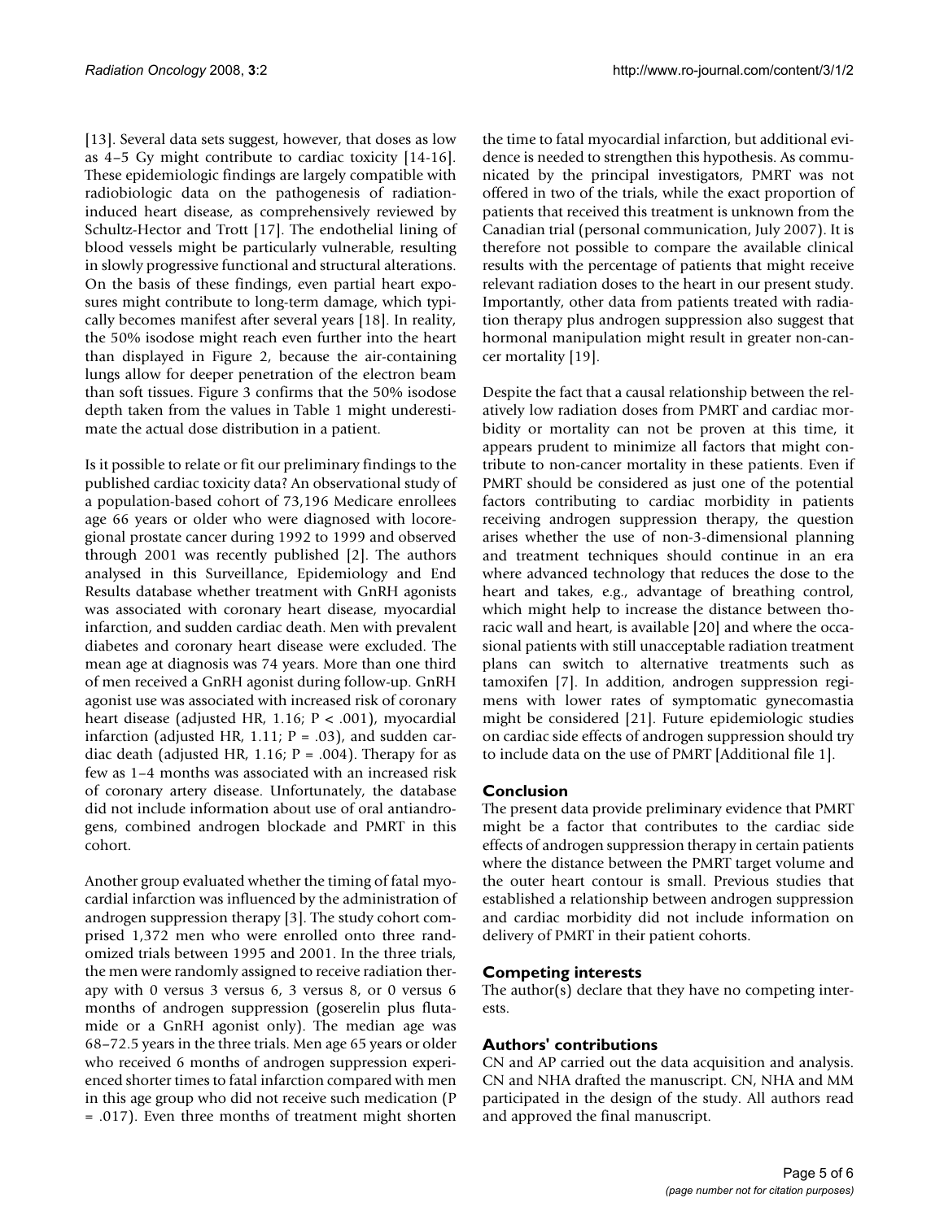[13]. Several data sets suggest, however, that doses as low as 4–5 Gy might contribute to cardiac toxicity [14-16]. These epidemiologic findings are largely compatible with radiobiologic data on the pathogenesis of radiation-induced heart disease, as comprehensively reviewed by Schultz-Hector and Trott [17]. The endothelial lining of blood vessels might be particularly vulnerable, resulting in slowly progressive functional and structural alterations. On the basis of these findings, even partial heart exposures might contribute to long-term damage, which typically becomes manifest after several years [18]. In reality, the 50% isodose might reach even further into the heart than displayed in Figure 2, because the air-containing lungs allow for deeper penetration of the electron beam than soft tissues. Figure 3 confirms that the 50% isodose depth taken from the values in Table 1 might underestimate the actual dose distribution in a patient.

Is it possible to relate or fit our preliminary findings to the published cardiac toxicity data? An observational study of a population-based cohort of 73,196 Medicare enrollees age 66 years or older who were diagnosed with locoregional prostate cancer during 1992 to 1999 and observed through 2001 was recently published [2]. The authors analysed in this Surveillance, Epidemiology and End Results database whether treatment with GnRH agonists was associated with coronary heart disease, myocardial infarction, and sudden cardiac death. Men with prevalent diabetes and coronary heart disease were excluded. The mean age at diagnosis was 74 years. More than one third of men received a GnRH agonist during follow-up. GnRH agonist use was associated with increased risk of coronary heart disease (adjusted HR, 1.16; $P < .001$), myocardial infarction (adjusted HR, 1.11; $P = .03$), and sudden cardiac death (adjusted HR, 1.16; $P = .004$). Therapy for as few as 1–4 months was associated with an increased risk of coronary artery disease. Unfortunately, the database did not include information about use of oral antiandrogens, combined androgen blockade and PMRT in this cohort.

Another group evaluated whether the timing of fatal myocardial infarction was influenced by the administration of androgen suppression therapy [3]. The study cohort comprised 1,372 men who were enrolled onto three randomized trials between 1995 and 2001. In the three trials, the men were randomly assigned to receive radiation therapy with 0 versus 3 versus 6, 3 versus 8, or 0 versus 6 months of androgen suppression (goserelin plus flutamide or a GnRH agonist only). The median age was 68–72.5 years in the three trials. Men age 65 years or older who received 6 months of androgen suppression experienced shorter times to fatal infarction compared with men in this age group who did not receive such medication ($P = .017$). Even three months of treatment might shorten the time to fatal myocardial infarction, but additional evidence is needed to strengthen this hypothesis. As communicated by the principal investigators, PMRT was not offered in two of the trials, while the exact proportion of patients that received this treatment is unknown from the Canadian trial (personal communication, July 2007). It is therefore not possible to compare the available clinical results with the percentage of patients that might receive relevant radiation doses to the heart in our present study. Importantly, other data from patients treated with radiation therapy plus androgen suppression also suggest that hormonal manipulation might result in greater non-cancer mortality [19].

Despite the fact that a causal relationship between the relatively low radiation doses from PMRT and cardiac morbidity or mortality can not be proven at this time, it appears prudent to minimize all factors that might contribute to non-cancer mortality in these patients. Even if PMRT should be considered as just one of the potential factors contributing to cardiac morbidity in patients receiving androgen suppression therapy, the question arises whether the use of non-3-dimensional planning and treatment techniques should continue in an era where advanced technology that reduces the dose to the heart and takes, e.g., advantage of breathing control, which might help to increase the distance between thoracic wall and heart, is available [20] and where the occasional patients with still unacceptable radiation treatment plans can switch to alternative treatments such as tamoxifen [7]. In addition, androgen suppression regimens with lower rates of symptomatic gynecomastia might be considered [21]. Future epidemiologic studies on cardiac side effects of androgen suppression should try to include data on the use of PMRT [Additional file 1].

## Conclusion

The present data provide preliminary evidence that PMRT might be a factor that contributes to the cardiac side effects of androgen suppression therapy in certain patients where the distance between the PMRT target volume and the outer heart contour is small. Previous studies that established a relationship between androgen suppression and cardiac morbidity did not include information on delivery of PMRT in their patient cohorts.

## Competing interests

The author(s) declare that they have no competing interests.

## Authors' contributions

CN and AP carried out the data acquisition and analysis. CN and NHA drafted the manuscript. CN, NHA and MM participated in the design of the study. All authors read and approved the final manuscript.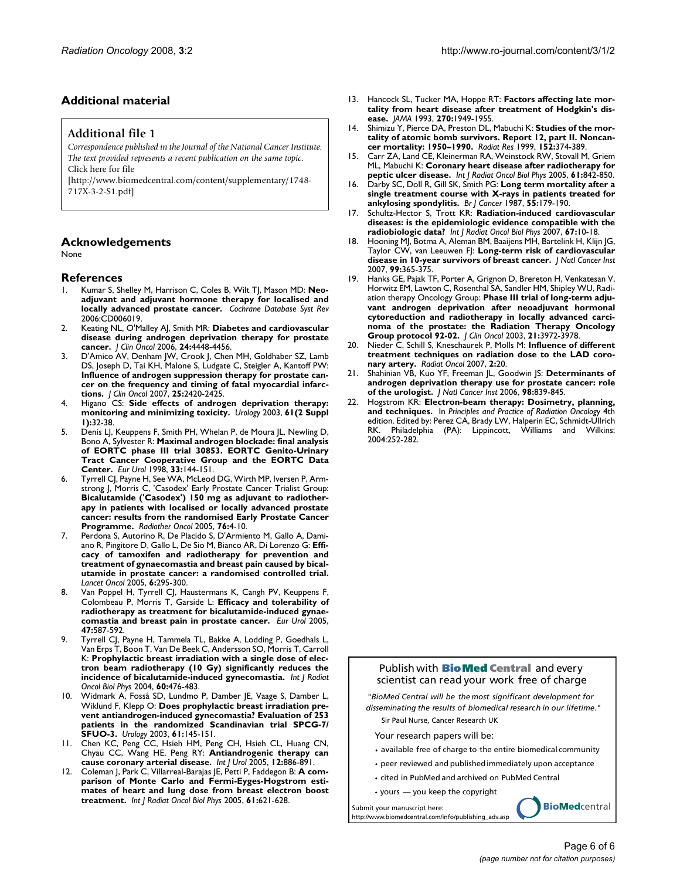## Additional material

**Additional file 1**

*Correspondence published in the Journal of the National Cancer Institute. The text provided represents a recent publication on the same topic.*
Click here for file
[http://www.biomedcentral.com/content/supplementary/1748-717X-3-2-S1.pdf]

## Acknowledgements

None

## References

1. Kumar S, Shelley M, Harrison C, Coles B, Wilt TJ, Mason MD: **Neo-adjuvant and adjuvant hormone therapy for localised and locally advanced prostate cancer.** *Cochrane Database Syst Rev* 2006:CD006019.
2. Keating NL, O'Malley AJ, Smith MR: **Diabetes and cardiovascular disease during androgen deprivation therapy for prostate cancer.** *J Clin Oncol* 2006, **24:**4448-4456.
3. D'Amico AV, Denham JW, Crook J, Chen MH, Goldhaber SZ, Lamb DS, Joseph D, Tai KH, Malone S, Ludgate C, Steigler A, Kantoff PW: **Influence of androgen suppression therapy for prostate cancer on the frequency and timing of fatal myocardial infarctions.** *J Clin Oncol* 2007, **25:**2420-2425.
4. Higano CS: **Side effects of androgen deprivation therapy: monitoring and minimizing toxicity.** *Urology* 2003, **61(2 Suppl 1):**32-38.
5. Denis LJ, Keuppens F, Smith PH, Whelan P, de Moura JL, Newling D, Bono A, Sylvester R: **Maximal androgen blockade: final analysis of EORTC phase III trial 30853. EORTC Genito-Urinary Tract Cancer Cooperative Group and the EORTC Data Center.** *Eur Urol* 1998, **33:**144-151.
6. Tyrrell CJ, Payne H, See WA, McLeod DG, Wirth MP, Iversen P, Armstrong J, Morris C, 'Casodex' Early Prostate Cancer Trialist Group: **Bicalutamide ('Casodex') 150 mg as adjuvant to radiotherapy in patients with localised or locally advanced prostate cancer: results from the randomised Early Prostate Cancer Programme.** *Radiother Oncol* 2005, **76:**4-10.
7. Perdona S, Autorino R, De Placido S, D'Armiento M, Gallo A, Damiano R, Pingitore D, Gallo L, De Sio M, Bianco AR, Di Lorenzo G: **Efficacy of tamoxifen and radiotherapy for prevention and treatment of gynaecomastia and breast pain caused by bicalutamide in prostate cancer: a randomised controlled trial.** *Lancet Oncol* 2005, **6:**295-300.
8. Van Poppel H, Tyrrell CJ, Haustermans K, Cangh PV, Keuppens F, Colombeau P, Morris T, Garside L: **Efficacy and tolerability of radiotherapy as treatment for bicalutamide-induced gynaecomastia and breast pain in prostate cancer.** *Eur Urol* 2005, **47:**587-592.
9. Tyrrell CJ, Payne H, Tammela TL, Bakke A, Lodding P, Goedhals L, Van Erps T, Boon T, Van De Beek C, Andersson SO, Morris T, Carroll K: **Prophylactic breast irradiation with a single dose of electron beam radiotherapy (10 Gy) significantly reduces the incidence of bicalutamide-induced gynecomastia.** *Int J Radiat Oncol Biol Phys* 2004, **60:**476-483.
10. Widmark A, Fosså SD, Lundmo P, Damber JE, Vaage S, Damber L, Wiklund F, Klepp O: **Does prophylactic breast irradiation prevent antiandrogen-induced gynecomastia? Evaluation of 253 patients in the randomized Scandinavian trial SPCG-7/SFUO-3.** *Urology* 2003, **61:**145-151.
11. Chen KC, Peng CC, Hsieh HM, Peng CH, Hsieh CL, Huang CN, Chyau CC, Wang HE, Peng RY: **Antiandrogenic therapy can cause coronary arterial disease.** *Int J Urol* 2005, **12:**886-891.
12. Coleman J, Park C, Villarreal-Barajas JE, Petti P, Faddegon B: **A comparison of Monte Carlo and Fermi-Eyges-Hogstrom estimates of heart and lung dose from breast electron boost treatment.** *Int J Radiat Oncol Biol Phys* 2005, **61:**621-628.
13. Hancock SL, Tucker MA, Hoppe RT: **Factors affecting late mortality from heart disease after treatment of Hodgkin's disease.** *JAMA* 1993, **270:**1949-1955.
14. Shimizu Y, Pierce DA, Preston DL, Mabuchi K: **Studies of the mortality of atomic bomb survivors. Report 12, part II. Noncancer mortality: 1950–1990.** *Radiat Res* 1999, **152:**374-389.
15. Carr ZA, Land CE, Kleinerman RA, Weinstock RW, Stovall M, Griem ML, Mabuchi K: **Coronary heart disease after radiotherapy for peptic ulcer disease.** *Int J Radiat Oncol Biol Phys* 2005, **61:**842-850.
16. Darby SC, Doll R, Gill SK, Smith PG: **Long term mortality after a single treatment course with X-rays in patients treated for ankylosing spondylitis.** *Br J Cancer* 1987, **55:**179-190.
17. Schultz-Hector S, Trott KR: **Radiation-induced cardiovascular diseases: is the epidemiologic evidence compatible with the radiobiologic data?** *Int J Radiat Oncol Biol Phys* 2007, **67:**10-18.
18. Hooning MJ, Botma A, Aleman BM, Baaijens MH, Bartelink H, Klijn JG, Taylor CW, van Leeuwen FJ: **Long-term risk of cardiovascular disease in 10-year survivors of breast cancer.** *J Natl Cancer Inst* 2007, **99:**365-375.
19. Hanks GE, Pajak TF, Porter A, Grignon D, Brereton H, Venkatesan V, Horwitz EM, Lawton C, Rosenthal SA, Sandler HM, Shipley WU, Radiation therapy Oncology Group: **Phase III trial of long-term adjuvant androgen deprivation after neoadjuvant hormonal cytoreduction and radiotherapy in locally advanced carcinoma of the prostate: the Radiation Therapy Oncology Group protocol 92-02.** *J Clin Oncol* 2003, **21:**3972-3978.
20. Nieder C, Schill S, Kneschaurek P, Molls M: **Influence of different treatment techniques on radiation dose to the LAD coronary artery.** *Radiat Oncol* 2007, **2:**20.
21. Shahinian VB, Kuo YF, Freeman JL, Goodwin JS: **Determinants of androgen deprivation therapy use for prostate cancer: role of the urologist.** *J Natl Cancer Inst* 2006, **98:**839-845.
22. Hogstrom KR: **Electron-beam therapy: Dosimetry, planning, and techniques.** In *Principles and Practice of Radiation Oncology* 4th edition. Edited by: Perez CA, Brady LW, Halperin EC, Schmidt-Ullrich RK. Philadelphia (PA): Lippincott, Williams and Wilkins; 2004:252-282.

Publish with **BioMed Central** and every scientist can read your work free of charge

*"BioMed Central will be the most significant development for disseminating the results of biomedical research in our lifetime."*
Sir Paul Nurse, Cancer Research UK

Your research papers will be:

- available free of charge to the entire biomedical community
- peer reviewed and published immediately upon acceptance
- cited in PubMed and archived on PubMed Central
- yours — you keep the copyright

Submit your manuscript here:
http://www.biomedcentral.com/info/publishing_adv.asp

BioMedcentral